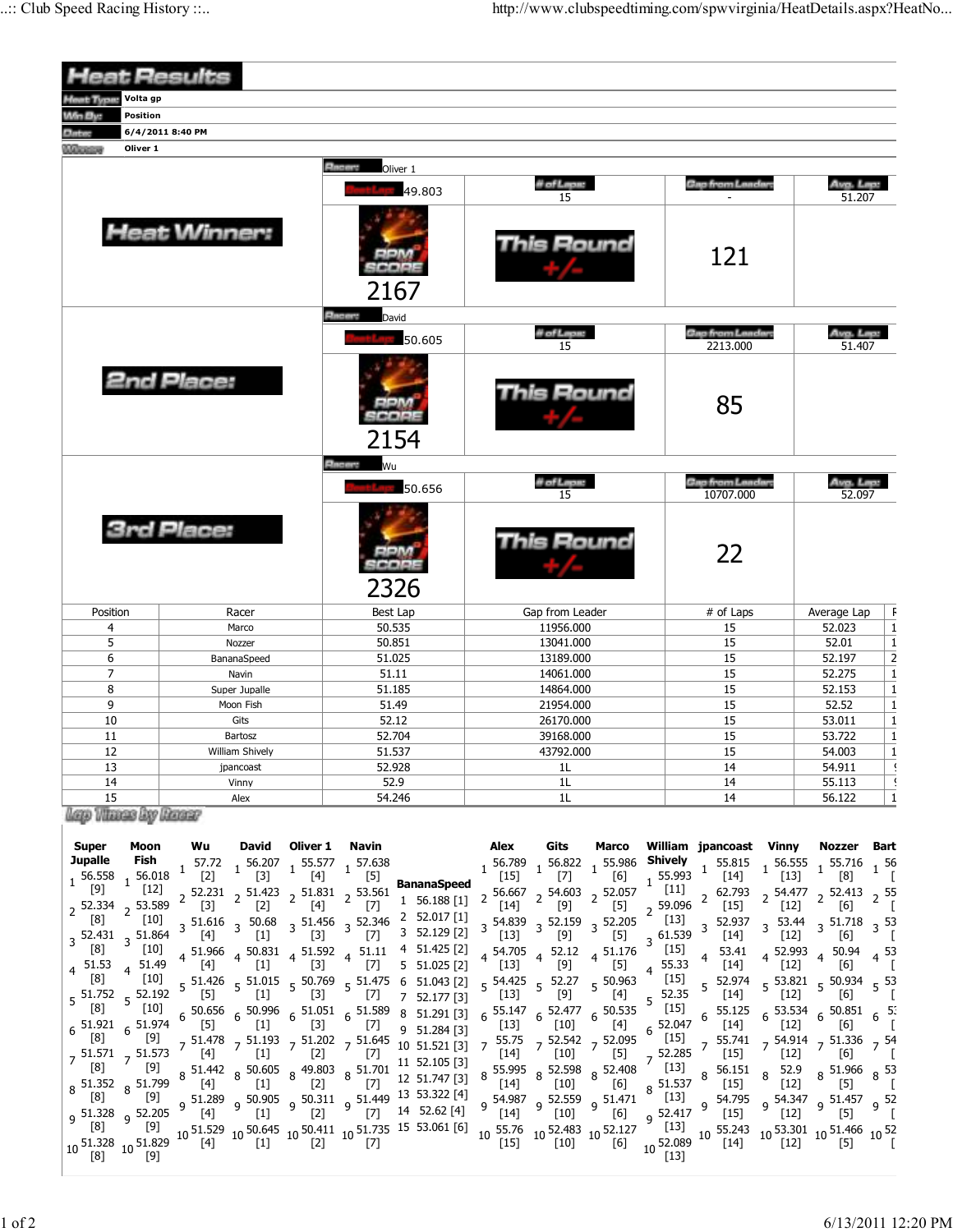# Heat Results

| | |
|---|---|
| Heat Type | Volta gp |
| Win By | Position |
| Date | 6/4/2011 8:40 PM |
| Winner | Oliver 1 |

## Heat Winner:

| Racer | Best Lap | # of Laps | Gap from Leader | Avg. Lap |
|---|---|---|---|---|
| Oliver 1 | 49.803 | 15 | - | 51.207 |

RPM SCORE: 2167

This Round +/-: 121

## 2nd Place:

| Racer | Best Lap | # of Laps | Gap from Leader | Avg. Lap |
|---|---|---|---|---|
| David | 50.605 | 15 | 2213.000 | 51.407 |

RPM SCORE: 2154

This Round +/-: 85

## 3rd Place:

| Racer | Best Lap | # of Laps | Gap from Leader | Avg. Lap |
|---|---|---|---|---|
| Wu | 50.656 | 15 | 10707.000 | 52.097 |

RPM SCORE: 2326

This Round +/-: 22

| Position | Racer | Best Lap | Gap from Leader | # of Laps | Average Lap | R |
|---|---|---|---|---|---|---|
| 4 | Marco | 50.535 | 11956.000 | 15 | 52.023 | 1 |
| 5 | Nozzer | 50.851 | 13041.000 | 15 | 52.01 | 1 |
| 6 | BananaSpeed | 51.025 | 13189.000 | 15 | 52.197 | 2 |
| 7 | Navin | 51.11 | 14061.000 | 15 | 52.275 | 1 |
| 8 | Super Jupalle | 51.185 | 14864.000 | 15 | 52.153 | 1 |
| 9 | Moon Fish | 51.49 | 21954.000 | 15 | 52.52 | 1 |
| 10 | Gits | 52.12 | 26170.000 | 15 | 53.011 | 1 |
| 11 | Bartosz | 52.704 | 39168.000 | 15 | 53.722 | 1 |
| 12 | William Shively | 51.537 | 43792.000 | 15 | 54.003 | 1 |
| 13 | jpancoast | 52.928 | 1L | 14 | 54.911 | ! |
| 14 | Vinny | 52.9 | 1L | 14 | 55.113 | ! |
| 15 | Alex | 54.246 | 1L | 14 | 56.122 | 1 |

## Lap Times by Racer

| Lap | Super Jupalle | Moon Fish | Wu | David | Oliver 1 | Navin | Alex | Gits | Marco | William Shively | jpancoast | Vinny | Nozzer |
|---|---|---|---|---|---|---|---|---|---|---|---|---|---|
| 1 | 56.558 [9] | 56.018 [12] | 57.72 [2] | 56.207 [3] | 55.577 [4] | 57.638 [5] | 56.789 [15] | 56.822 [7] | 55.986 [6] | 55.993 [11] | 55.815 [14] | 56.555 [13] | 55.716 [8] |
| 2 | 52.334 [8] | 53.589 [10] | 52.231 [3] | 51.423 [2] | 51.831 [4] | 53.561 [7] | 56.667 [14] | 54.603 [9] | 52.057 [5] | 59.096 [13] | 62.793 [15] | 54.477 [12] | 52.413 [6] |
| 3 | 52.431 [8] | 51.864 [10] | 51.616 [4] | 50.68 [1] | 51.456 [3] | 52.346 [7] | 54.839 [13] | 52.159 [9] | 52.205 [5] | 61.539 [15] | 52.937 [14] | 53.44 [12] | 51.718 [6] |
| 4 | 51.53 [8] | 51.49 [10] | 51.966 [4] | 50.831 [1] | 51.592 [3] | 51.11 [7] | 54.705 [13] | 52.12 [9] | 51.176 [5] | 55.33 [15] | 53.41 [14] | 52.993 [12] | 50.94 [6] |
| 5 | 51.752 [8] | 52.192 [10] | 51.426 [5] | 51.015 [1] | 50.769 [3] | 51.475 [7] | 54.425 [13] | 52.27 [9] | 50.963 [4] | 52.35 [15] | 52.974 [14] | 53.821 [12] | 50.934 [6] |
| 6 | 51.921 [8] | 51.974 [9] | 50.656 [5] | 50.996 [1] | 51.051 [3] | 51.589 [7] | 55.147 [13] | 52.477 [10] | 50.535 [4] | 52.047 [15] | 55.125 [14] | 53.534 [12] | 50.851 [6] |
| 7 | 51.571 [8] | 51.573 [9] | 51.478 [4] | 51.193 [1] | 51.202 [2] | 51.645 [7] | 55.75 [14] | 52.542 [10] | 52.095 [5] | 52.285 [13] | 55.741 [15] | 54.914 [12] | 51.336 [6] |
| 8 | 51.352 [8] | 51.799 [9] | 51.442 [4] | 50.605 [1] | 49.803 [2] | 51.701 [7] | 55.995 [14] | 52.598 [10] | 52.408 [6] | 51.537 [13] | 56.151 [15] | 52.9 [12] | 51.966 [5] |
| 9 | 51.328 [8] | 52.205 [9] | 51.289 [4] | 50.905 [1] | 50.311 [2] | 51.449 [7] | 54.987 [14] | 52.559 [10] | 51.471 [6] | 52.417 [13] | 54.795 [15] | 54.347 [12] | 51.457 [5] |
| 10 | 51.328 [8] | 51.829 [9] | 51.529 [4] | 50.645 [1] | 50.411 [2] | 51.735 [7] | 55.76 [15] | 52.483 [10] | 52.127 [6] | 52.089 [13] | 55.243 [14] | 53.301 [12] | 51.466 [5] |

BananaSpeed

| Lap | Time |
|---|---|
| 1 | 56.188 [1] |
| 2 | 52.017 [1] |
| 3 | 52.129 [2] |
| 4 | 51.425 [2] |
| 5 | 51.025 [2] |
| 6 | 51.043 [2] |
| 7 | 52.177 [3] |
| 8 | 51.291 [3] |
| 9 | 51.284 [3] |
| 10 | 51.521 [3] |
| 11 | 52.105 [3] |
| 12 | 51.747 [3] |
| 13 | 53.322 [4] |
| 14 | 52.62 [4] |
| 15 | 53.061 [6] |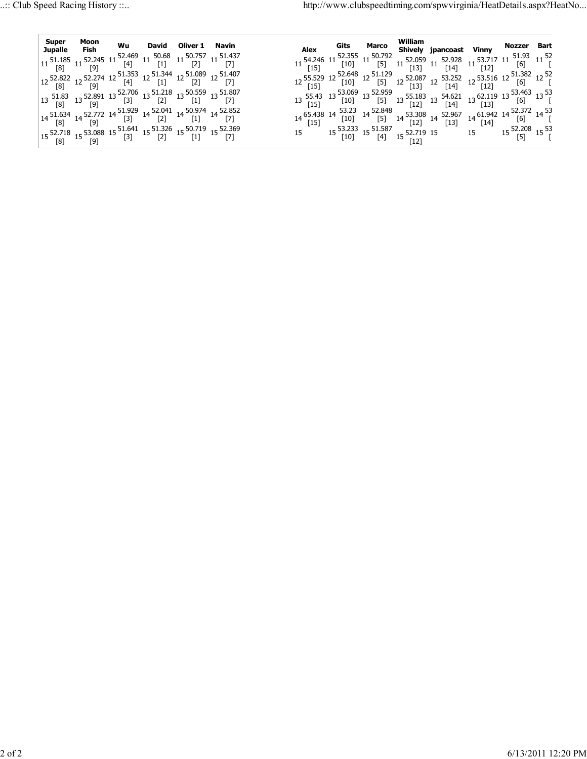| Super Jupalle | Moon Fish | Wu | David | Oliver 1 | Navin |
|---|---|---|---|---|---|
| 11 51.185 [8] | 11 52.245 [9] | 11 52.469 [4] | 11 50.68 [1] | 11 50.757 [2] | 11 51.437 [7] |
| 12 52.822 [8] | 12 52.274 [9] | 12 51.353 [4] | 12 51.344 [1] | 12 51.089 [2] | 12 51.407 [7] |
| 13 51.83 [8] | 13 52.891 [9] | 13 52.706 [3] | 13 51.218 [2] | 13 50.559 [1] | 13 51.807 [7] |
| 14 51.634 [8] | 14 52.772 [9] | 14 51.929 [3] | 14 52.041 [2] | 14 50.974 [1] | 14 52.852 [7] |
| 15 52.718 [8] | 15 53.088 [9] | 15 51.641 [3] | 15 51.326 [2] | 15 50.719 [1] | 15 52.369 [7] |

| Alex | Gits | Marco | William Shively | jpancoast | Vinny | Nozzer | Bart |
|---|---|---|---|---|---|---|---|
| 11 54.246 [15] | 11 52.355 [10] | 11 50.792 [5] | 11 52.059 [13] | 11 52.928 [14] | 11 53.717 [12] | 11 51.93 [6] | 11 52 [ |
| 12 55.529 [15] | 12 52.648 [10] | 12 51.129 [5] | 12 52.087 [13] | 12 53.252 [14] | 12 53.516 [12] | 12 51.382 [6] | 12 52 [ |
| 13 55.43 [15] | 13 53.069 [10] | 13 52.959 [5] | 13 55.183 [12] | 13 54.621 [14] | 13 62.119 [13] | 13 53.463 [6] | 13 53 [ |
| 14 65.438 [15] | 14 53.23 [10] | 14 52.848 [5] | 14 53.308 [12] | 14 52.967 [13] | 14 61.942 [14] | 14 52.372 [6] | 14 53 [ |
| 15 | 15 53.233 [10] | 15 51.587 [4] | 15 52.719 [12] | 15 | 15 | 15 52.208 [5] | 15 53 [ |